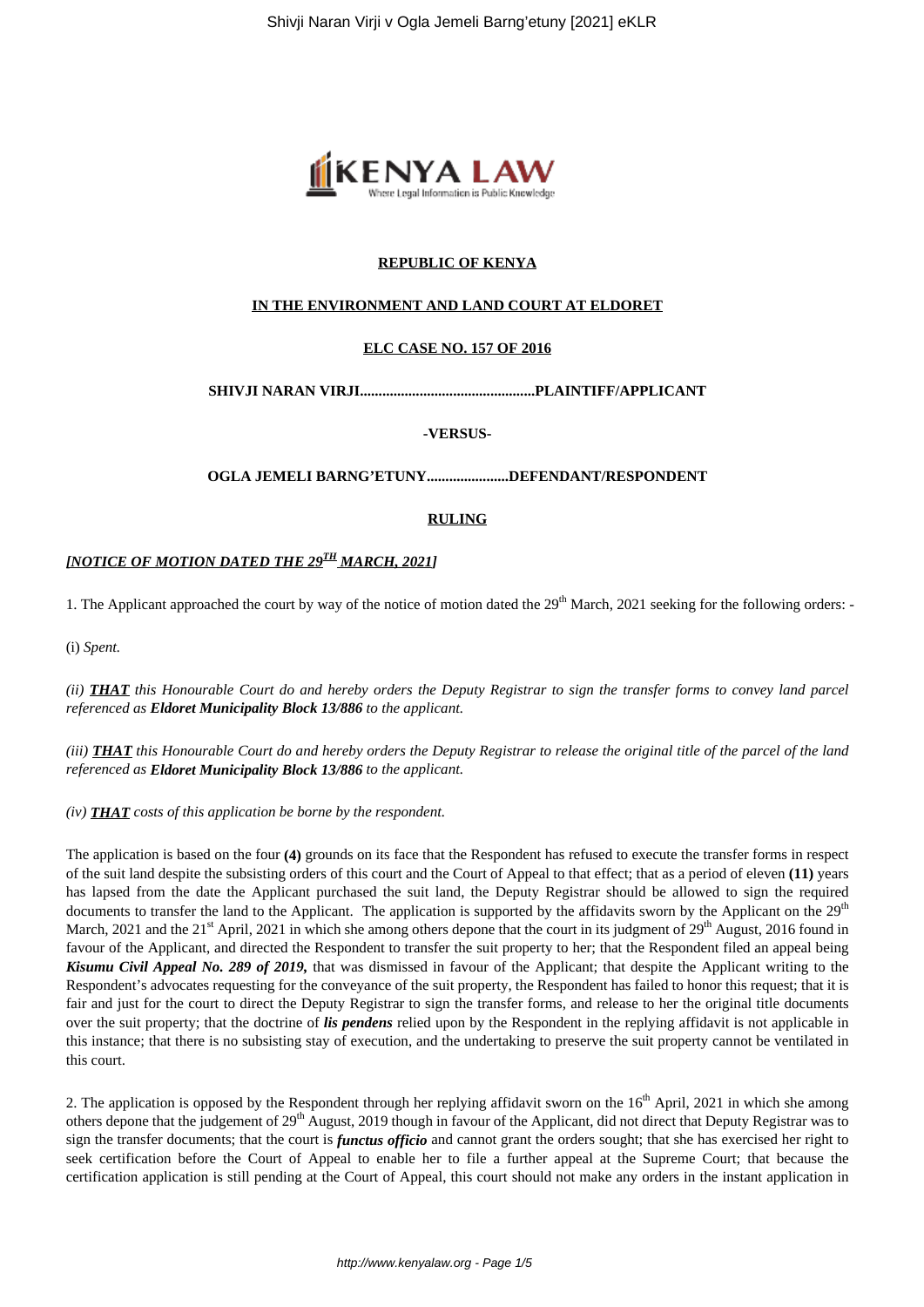**REPUBLIC OF KENYA**

**IN THE ENVIRONMENT AND LAND COURT AT ELDORET**

**ELC CASE NO. 157 OF 2016**

**SHIVJI NARAN VIRJI...............................................PLAINTIFF/APPLICANT**

**-VERSUS-**

**OGLA JEMELI BARNG'ETUNY......................DEFENDANT/RESPONDENT**

**RULING**

***[NOTICE OF MOTION DATED THE 29TH MARCH, 2021]***

1. The Applicant approached the court by way of the notice of motion dated the 29th March, 2021 seeking for the following orders: -

(i) *Spent.*

*(ii) **THAT** this Honourable Court do and hereby orders the Deputy Registrar to sign the transfer forms to convey land parcel referenced as **Eldoret Municipality Block 13/886** to the applicant.*

*(iii) **THAT** this Honourable Court do and hereby orders the Deputy Registrar to release the original title of the parcel of the land referenced as **Eldoret Municipality Block 13/886** to the applicant.*

*(iv) **THAT** costs of this application be borne by the respondent.*

The application is based on the four **(4)** grounds on its face that the Respondent has refused to execute the transfer forms in respect of the suit land despite the subsisting orders of this court and the Court of Appeal to that effect; that as a period of eleven **(11)** years has lapsed from the date the Applicant purchased the suit land, the Deputy Registrar should be allowed to sign the required documents to transfer the land to the Applicant. The application is supported by the affidavits sworn by the Applicant on the 29th March, 2021 and the 21st April, 2021 in which she among others depone that the court in its judgment of 29th August, 2016 found in favour of the Applicant, and directed the Respondent to transfer the suit property to her; that the Respondent filed an appeal being ***Kisumu Civil Appeal No. 289 of 2019,*** that was dismissed in favour of the Applicant; that despite the Applicant writing to the Respondent's advocates requesting for the conveyance of the suit property, the Respondent has failed to honor this request; that it is fair and just for the court to direct the Deputy Registrar to sign the transfer forms, and release to her the original title documents over the suit property; that the doctrine of ***lis pendens*** relied upon by the Respondent in the replying affidavit is not applicable in this instance; that there is no subsisting stay of execution, and the undertaking to preserve the suit property cannot be ventilated in this court.

2. The application is opposed by the Respondent through her replying affidavit sworn on the 16th April, 2021 in which she among others depone that the judgement of 29th August, 2019 though in favour of the Applicant, did not direct that Deputy Registrar was to sign the transfer documents; that the court is ***functus officio*** and cannot grant the orders sought; that she has exercised her right to seek certification before the Court of Appeal to enable her to file a further appeal at the Supreme Court; that because the certification application is still pending at the Court of Appeal, this court should not make any orders in the instant application in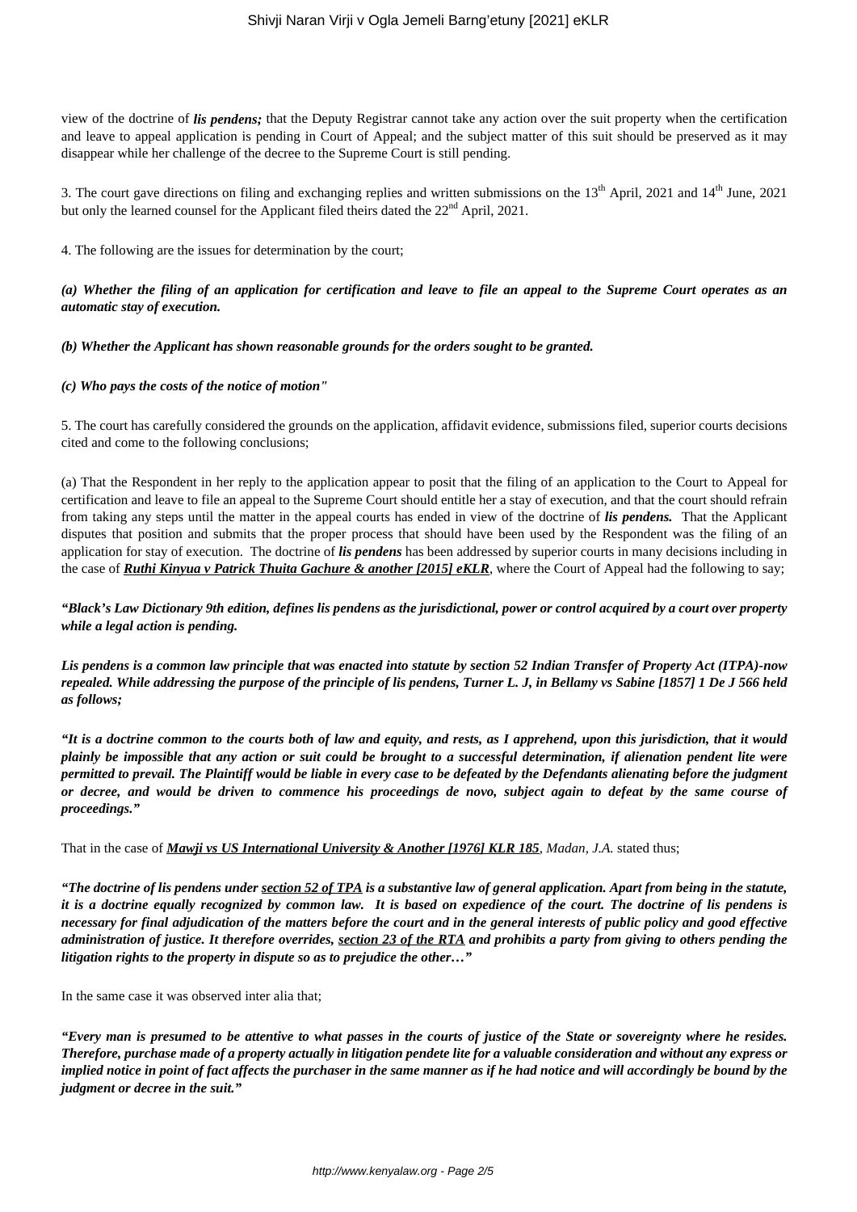view of the doctrine of ***lis pendens;*** that the Deputy Registrar cannot take any action over the suit property when the certification and leave to appeal application is pending in Court of Appeal; and the subject matter of this suit should be preserved as it may disappear while her challenge of the decree to the Supreme Court is still pending.

3. The court gave directions on filing and exchanging replies and written submissions on the 13th April, 2021 and 14th June, 2021 but only the learned counsel for the Applicant filed theirs dated the 22nd April, 2021.

4. The following are the issues for determination by the court;

***(a) Whether the filing of an application for certification and leave to file an appeal to the Supreme Court operates as an automatic stay of execution.***

***(b) Whether the Applicant has shown reasonable grounds for the orders sought to be granted.***

***(c) Who pays the costs of the notice of motion"***

5. The court has carefully considered the grounds on the application, affidavit evidence, submissions filed, superior courts decisions cited and come to the following conclusions;

(a) That the Respondent in her reply to the application appear to posit that the filing of an application to the Court to Appeal for certification and leave to file an appeal to the Supreme Court should entitle her a stay of execution, and that the court should refrain from taking any steps until the matter in the appeal courts has ended in view of the doctrine of ***lis pendens.*** That the Applicant disputes that position and submits that the proper process that should have been used by the Respondent was the filing of an application for stay of execution. The doctrine of ***lis pendens*** has been addressed by superior courts in many decisions including in the case of ***Ruthi Kinyua v Patrick Thuita Gachure & another [2015] eKLR***, where the Court of Appeal had the following to say;

***"Black's Law Dictionary 9th edition, defines lis pendens as the jurisdictional, power or control acquired by a court over property while a legal action is pending.***

***Lis pendens is a common law principle that was enacted into statute by section 52 Indian Transfer of Property Act (ITPA)-now repealed. While addressing the purpose of the principle of lis pendens, Turner L. J, in Bellamy vs Sabine [1857] 1 De J 566 held as follows;***

***"It is a doctrine common to the courts both of law and equity, and rests, as I apprehend, upon this jurisdiction, that it would plainly be impossible that any action or suit could be brought to a successful determination, if alienation pendent lite were permitted to prevail. The Plaintiff would be liable in every case to be defeated by the Defendants alienating before the judgment or decree, and would be driven to commence his proceedings de novo, subject again to defeat by the same course of proceedings."***

That in the case of ***Mawji vs US International University & Another [1976] KLR 185***, *Madan, J.A.* stated thus;

***"The doctrine of lis pendens under section 52 of TPA is a substantive law of general application. Apart from being in the statute, it is a doctrine equally recognized by common law. It is based on expedience of the court. The doctrine of lis pendens is necessary for final adjudication of the matters before the court and in the general interests of public policy and good effective administration of justice. It therefore overrides, section 23 of the RTA and prohibits a party from giving to others pending the litigation rights to the property in dispute so as to prejudice the other…"***

In the same case it was observed inter alia that;

***"Every man is presumed to be attentive to what passes in the courts of justice of the State or sovereignty where he resides. Therefore, purchase made of a property actually in litigation pendete lite for a valuable consideration and without any express or implied notice in point of fact affects the purchaser in the same manner as if he had notice and will accordingly be bound by the judgment or decree in the suit."***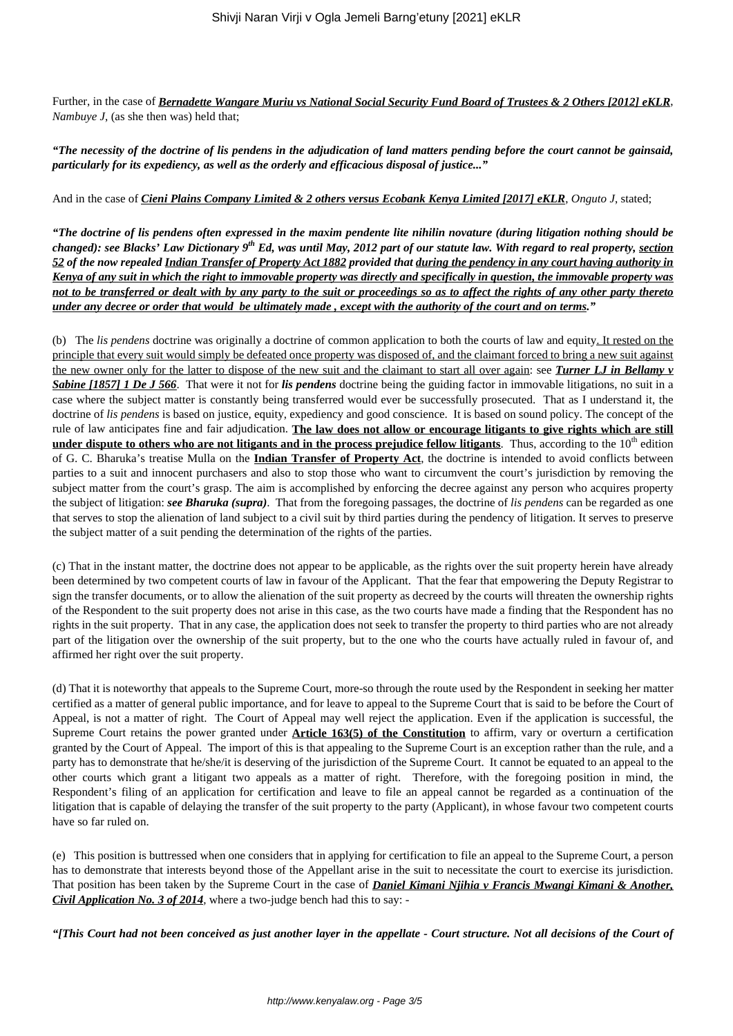Further, in the case of ***Bernadette Wangare Muriu vs National Social Security Fund Board of Trustees & 2 Others [2012] eKLR***, *Nambuye J*, (as she then was) held that;

***"The necessity of the doctrine of lis pendens in the adjudication of land matters pending before the court cannot be gainsaid, particularly for its expediency, as well as the orderly and efficacious disposal of justice..."***

And in the case of ***Cieni Plains Company Limited & 2 others versus Ecobank Kenya Limited [2017] eKLR***, *Onguto J*, stated;

***"The doctrine of lis pendens often expressed in the maxim pendente lite nihilin novature (during litigation nothing should be changed): see Blacks' Law Dictionary 9th Ed, was until May, 2012 part of our statute law. With regard to real property, section 52 of the now repealed Indian Transfer of Property Act 1882 provided that during the pendency in any court having authority in Kenya of any suit in which the right to immovable property was directly and specifically in question, the immovable property was not to be transferred or dealt with by any party to the suit or proceedings so as to affect the rights of any other party thereto under any decree or order that would be ultimately made , except with the authority of the court and on terms."***

(b) The *lis pendens* doctrine was originally a doctrine of common application to both the courts of law and equity. It rested on the principle that every suit would simply be defeated once property was disposed of, and the claimant forced to bring a new suit against the new owner only for the latter to dispose of the new suit and the claimant to start all over again: see ***Turner LJ in Bellamy v Sabine [1857] 1 De J 566***. That were it not for ***lis pendens*** doctrine being the guiding factor in immovable litigations, no suit in a case where the subject matter is constantly being transferred would ever be successfully prosecuted. That as I understand it, the doctrine of *lis pendens* is based on justice, equity, expediency and good conscience. It is based on sound policy. The concept of the rule of law anticipates fine and fair adjudication. **The law does not allow or encourage litigants to give rights which are still under dispute to others who are not litigants and in the process prejudice fellow litigants**. Thus, according to the 10th edition of G. C. Bharuka's treatise Mulla on the **Indian Transfer of Property Act**, the doctrine is intended to avoid conflicts between parties to a suit and innocent purchasers and also to stop those who want to circumvent the court's jurisdiction by removing the subject matter from the court's grasp. The aim is accomplished by enforcing the decree against any person who acquires property the subject of litigation: ***see Bharuka (supra)***. That from the foregoing passages, the doctrine of *lis pendens* can be regarded as one that serves to stop the alienation of land subject to a civil suit by third parties during the pendency of litigation. It serves to preserve the subject matter of a suit pending the determination of the rights of the parties.

(c) That in the instant matter, the doctrine does not appear to be applicable, as the rights over the suit property herein have already been determined by two competent courts of law in favour of the Applicant. That the fear that empowering the Deputy Registrar to sign the transfer documents, or to allow the alienation of the suit property as decreed by the courts will threaten the ownership rights of the Respondent to the suit property does not arise in this case, as the two courts have made a finding that the Respondent has no rights in the suit property. That in any case, the application does not seek to transfer the property to third parties who are not already part of the litigation over the ownership of the suit property, but to the one who the courts have actually ruled in favour of, and affirmed her right over the suit property.

(d) That it is noteworthy that appeals to the Supreme Court, more-so through the route used by the Respondent in seeking her matter certified as a matter of general public importance, and for leave to appeal to the Supreme Court that is said to be before the Court of Appeal, is not a matter of right. The Court of Appeal may well reject the application. Even if the application is successful, the Supreme Court retains the power granted under **Article 163(5) of the Constitution** to affirm, vary or overturn a certification granted by the Court of Appeal. The import of this is that appealing to the Supreme Court is an exception rather than the rule, and a party has to demonstrate that he/she/it is deserving of the jurisdiction of the Supreme Court. It cannot be equated to an appeal to the other courts which grant a litigant two appeals as a matter of right. Therefore, with the foregoing position in mind, the Respondent's filing of an application for certification and leave to file an appeal cannot be regarded as a continuation of the litigation that is capable of delaying the transfer of the suit property to the party (Applicant), in whose favour two competent courts have so far ruled on.

(e) This position is buttressed when one considers that in applying for certification to file an appeal to the Supreme Court, a person has to demonstrate that interests beyond those of the Appellant arise in the suit to necessitate the court to exercise its jurisdiction. That position has been taken by the Supreme Court in the case of ***Daniel Kimani Njihia v Francis Mwangi Kimani & Another, Civil Application No. 3 of 2014***, where a two-judge bench had this to say: -

***"[This Court had not been conceived as just another layer in the appellate - Court structure. Not all decisions of the Court of***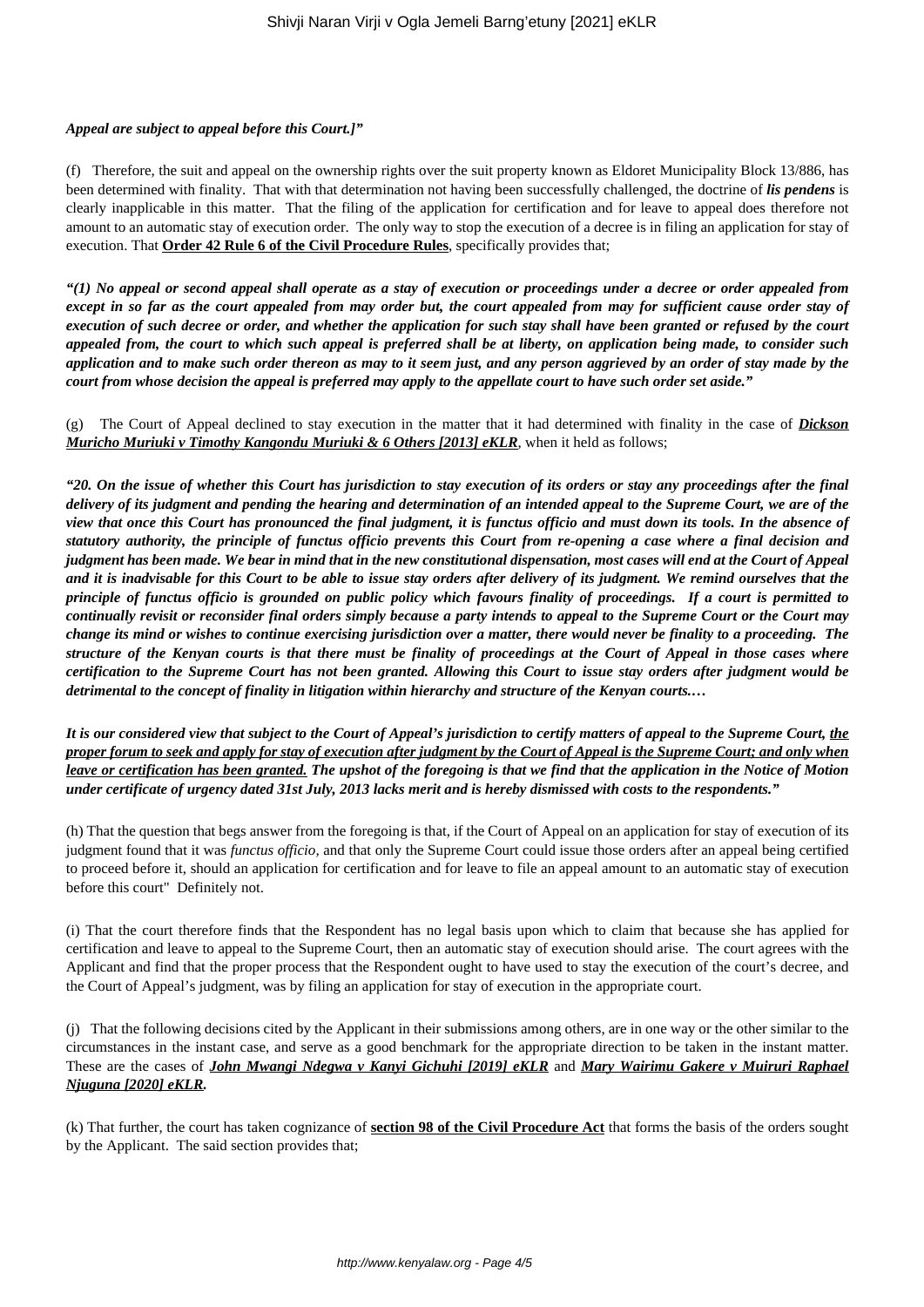***Appeal are subject to appeal before this Court.]"***

(f) Therefore, the suit and appeal on the ownership rights over the suit property known as Eldoret Municipality Block 13/886, has been determined with finality. That with that determination not having been successfully challenged, the doctrine of ***lis pendens*** is clearly inapplicable in this matter. That the filing of the application for certification and for leave to appeal does therefore not amount to an automatic stay of execution order. The only way to stop the execution of a decree is in filing an application for stay of execution. That **Order 42 Rule 6 of the Civil Procedure Rules**, specifically provides that;

***"(1) No appeal or second appeal shall operate as a stay of execution or proceedings under a decree or order appealed from except in so far as the court appealed from may order but, the court appealed from may for sufficient cause order stay of execution of such decree or order, and whether the application for such stay shall have been granted or refused by the court appealed from, the court to which such appeal is preferred shall be at liberty, on application being made, to consider such application and to make such order thereon as may to it seem just, and any person aggrieved by an order of stay made by the court from whose decision the appeal is preferred may apply to the appellate court to have such order set aside."***

(g) The Court of Appeal declined to stay execution in the matter that it had determined with finality in the case of ***Dickson Muricho Muriuki v Timothy Kangondu Muriuki & 6 Others [2013] eKLR***, when it held as follows;

***"20. On the issue of whether this Court has jurisdiction to stay execution of its orders or stay any proceedings after the final delivery of its judgment and pending the hearing and determination of an intended appeal to the Supreme Court, we are of the view that once this Court has pronounced the final judgment, it is functus officio and must down its tools. In the absence of statutory authority, the principle of functus officio prevents this Court from re-opening a case where a final decision and judgment has been made. We bear in mind that in the new constitutional dispensation, most cases will end at the Court of Appeal and it is inadvisable for this Court to be able to issue stay orders after delivery of its judgment. We remind ourselves that the principle of functus officio is grounded on public policy which favours finality of proceedings. If a court is permitted to continually revisit or reconsider final orders simply because a party intends to appeal to the Supreme Court or the Court may change its mind or wishes to continue exercising jurisdiction over a matter, there would never be finality to a proceeding. The structure of the Kenyan courts is that there must be finality of proceedings at the Court of Appeal in those cases where certification to the Supreme Court has not been granted. Allowing this Court to issue stay orders after judgment would be detrimental to the concept of finality in litigation within hierarchy and structure of the Kenyan courts.…***

***It is our considered view that subject to the Court of Appeal's jurisdiction to certify matters of appeal to the Supreme Court, the proper forum to seek and apply for stay of execution after judgment by the Court of Appeal is the Supreme Court; and only when leave or certification has been granted. The upshot of the foregoing is that we find that the application in the Notice of Motion under certificate of urgency dated 31st July, 2013 lacks merit and is hereby dismissed with costs to the respondents."***

(h) That the question that begs answer from the foregoing is that, if the Court of Appeal on an application for stay of execution of its judgment found that it was *functus officio*, and that only the Supreme Court could issue those orders after an appeal being certified to proceed before it, should an application for certification and for leave to file an appeal amount to an automatic stay of execution before this court" Definitely not.

(i) That the court therefore finds that the Respondent has no legal basis upon which to claim that because she has applied for certification and leave to appeal to the Supreme Court, then an automatic stay of execution should arise. The court agrees with the Applicant and find that the proper process that the Respondent ought to have used to stay the execution of the court's decree, and the Court of Appeal's judgment, was by filing an application for stay of execution in the appropriate court.

(j) That the following decisions cited by the Applicant in their submissions among others, are in one way or the other similar to the circumstances in the instant case, and serve as a good benchmark for the appropriate direction to be taken in the instant matter. These are the cases of ***John Mwangi Ndegwa v Kanyi Gichuhi [2019] eKLR*** and ***Mary Wairimu Gakere v Muiruri Raphael Njuguna [2020] eKLR.***

(k) That further, the court has taken cognizance of **section 98 of the Civil Procedure Act** that forms the basis of the orders sought by the Applicant. The said section provides that;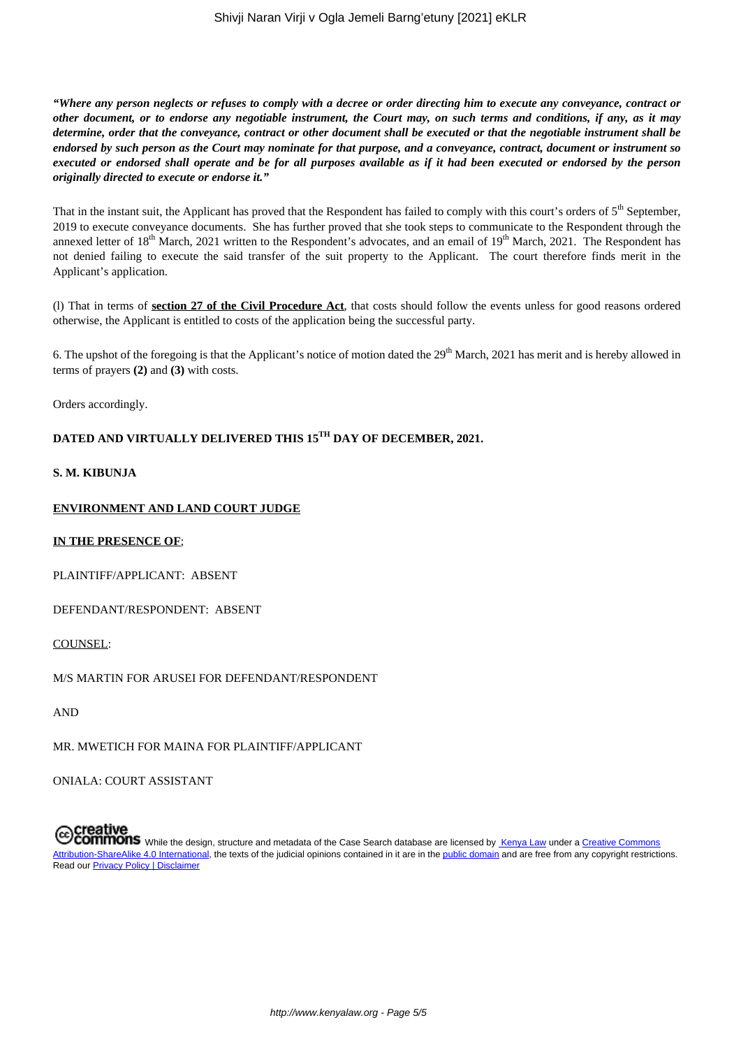***"Where any person neglects or refuses to comply with a decree or order directing him to execute any conveyance, contract or other document, or to endorse any negotiable instrument, the Court may, on such terms and conditions, if any, as it may determine, order that the conveyance, contract or other document shall be executed or that the negotiable instrument shall be endorsed by such person as the Court may nominate for that purpose, and a conveyance, contract, document or instrument so executed or endorsed shall operate and be for all purposes available as if it had been executed or endorsed by the person originally directed to execute or endorse it."***

That in the instant suit, the Applicant has proved that the Respondent has failed to comply with this court's orders of 5th September, 2019 to execute conveyance documents. She has further proved that she took steps to communicate to the Respondent through the annexed letter of 18th March, 2021 written to the Respondent's advocates, and an email of 19th March, 2021. The Respondent has not denied failing to execute the said transfer of the suit property to the Applicant. The court therefore finds merit in the Applicant's application.

(l) That in terms of **section 27 of the Civil Procedure Act**, that costs should follow the events unless for good reasons ordered otherwise, the Applicant is entitled to costs of the application being the successful party.

6. The upshot of the foregoing is that the Applicant's notice of motion dated the 29th March, 2021 has merit and is hereby allowed in terms of prayers **(2)** and **(3)** with costs.

Orders accordingly.

**DATED AND VIRTUALLY DELIVERED THIS 15TH DAY OF DECEMBER, 2021.**

**S. M. KIBUNJA**

**ENVIRONMENT AND LAND COURT JUDGE**

**IN THE PRESENCE OF**;

PLAINTIFF/APPLICANT: ABSENT

DEFENDANT/RESPONDENT: ABSENT

COUNSEL:

M/S MARTIN FOR ARUSEI FOR DEFENDANT/RESPONDENT

AND

MR. MWETICH FOR MAINA FOR PLAINTIFF/APPLICANT

ONIALA: COURT ASSISTANT

While the design, structure and metadata of the Case Search database are licensed by Kenya Law under a Creative Commons Attribution-ShareAlike 4.0 International, the texts of the judicial opinions contained in it are in the public domain and are free from any copyright restrictions. Read our Privacy Policy | Disclaimer